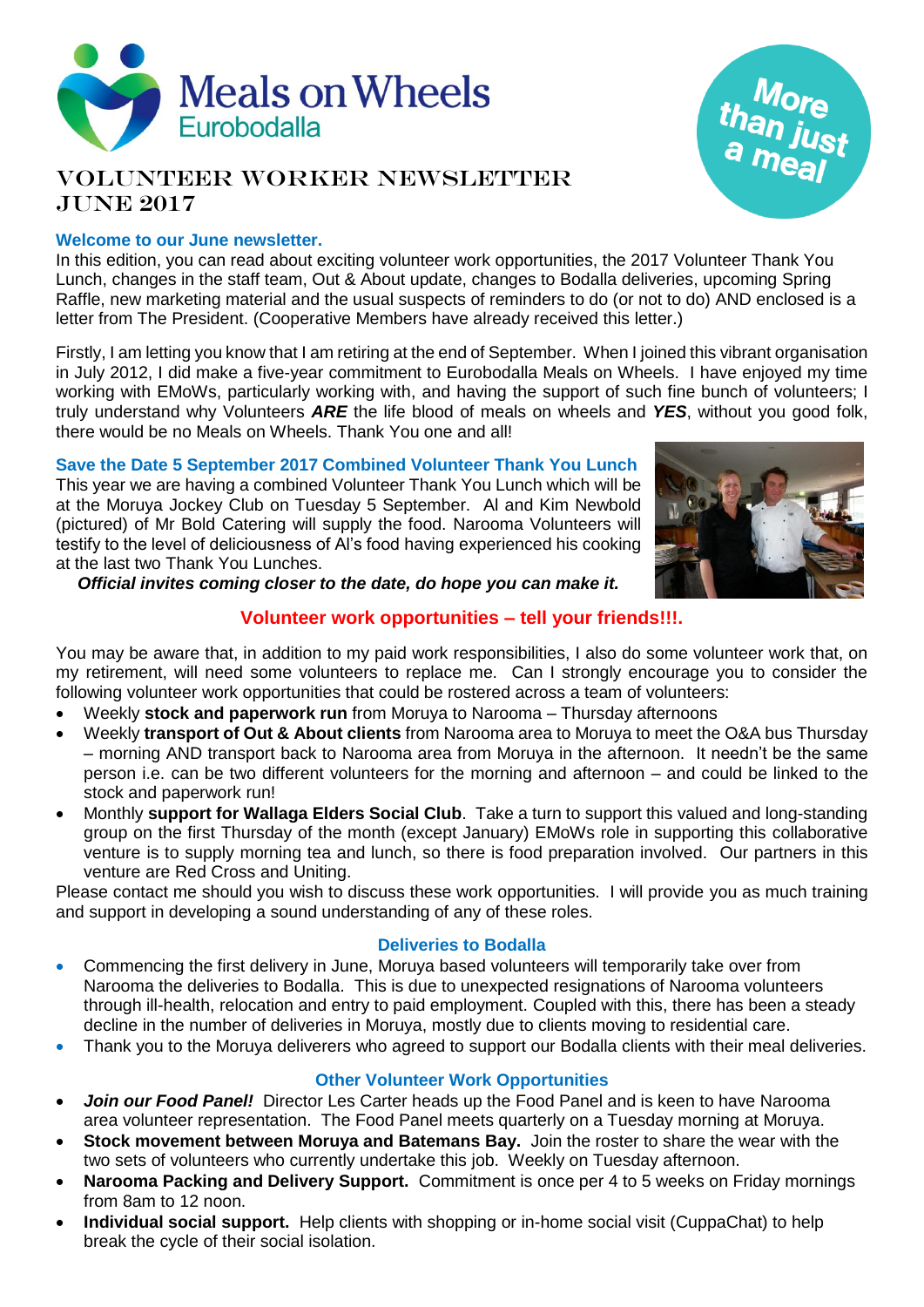# Meals on Wheels Eurobodalla

More than just a meal

## Volunteer Worker Newsletter
## June 2017

### Welcome to our June newsletter.

In this edition, you can read about exciting volunteer work opportunities, the 2017 Volunteer Thank You Lunch, changes in the staff team, Out & About update, changes to Bodalla deliveries, upcoming Spring Raffle, new marketing material and the usual suspects of reminders to do (or not to do) AND enclosed is a letter from The President. (Cooperative Members have already received this letter.)

Firstly, I am letting you know that I am retiring at the end of September. When I joined this vibrant organisation in July 2012, I did make a five-year commitment to Eurobodalla Meals on Wheels. I have enjoyed my time working with EMoWs, particularly working with, and having the support of such fine bunch of volunteers; I truly understand why Volunteers ***ARE*** the life blood of meals on wheels and ***YES***, without you good folk, there would be no Meals on Wheels. Thank You one and all!

### Save the Date 5 September 2017 Combined Volunteer Thank You Lunch

This year we are having a combined Volunteer Thank You Lunch which will be at the Moruya Jockey Club on Tuesday 5 September. Al and Kim Newbold (pictured) of Mr Bold Catering will supply the food. Narooma Volunteers will testify to the level of deliciousness of Al's food having experienced his cooking at the last two Thank You Lunches.

***Official invites coming closer to the date, do hope you can make it.***

### Volunteer work opportunities – tell your friends!!!.

You may be aware that, in addition to my paid work responsibilities, I also do some volunteer work that, on my retirement, will need some volunteers to replace me. Can I strongly encourage you to consider the following volunteer work opportunities that could be rostered across a team of volunteers:

- Weekly **stock and paperwork run** from Moruya to Narooma – Thursday afternoons
- Weekly **transport of Out & About clients** from Narooma area to Moruya to meet the O&A bus Thursday – morning AND transport back to Narooma area from Moruya in the afternoon. It needn't be the same person i.e. can be two different volunteers for the morning and afternoon – and could be linked to the stock and paperwork run!
- Monthly **support for Wallaga Elders Social Club**. Take a turn to support this valued and long-standing group on the first Thursday of the month (except January) EMoWs role in supporting this collaborative venture is to supply morning tea and lunch, so there is food preparation involved. Our partners in this venture are Red Cross and Uniting.

Please contact me should you wish to discuss these work opportunities. I will provide you as much training and support in developing a sound understanding of any of these roles.

### Deliveries to Bodalla

- Commencing the first delivery in June, Moruya based volunteers will temporarily take over from Narooma the deliveries to Bodalla. This is due to unexpected resignations of Narooma volunteers through ill-health, relocation and entry to paid employment. Coupled with this, there has been a steady decline in the number of deliveries in Moruya, mostly due to clients moving to residential care.
- Thank you to the Moruya deliverers who agreed to support our Bodalla clients with their meal deliveries.

### Other Volunteer Work Opportunities

- ***Join our Food Panel!*** Director Les Carter heads up the Food Panel and is keen to have Narooma area volunteer representation. The Food Panel meets quarterly on a Tuesday morning at Moruya.
- **Stock movement between Moruya and Batemans Bay.** Join the roster to share the wear with the two sets of volunteers who currently undertake this job. Weekly on Tuesday afternoon.
- **Narooma Packing and Delivery Support.** Commitment is once per 4 to 5 weeks on Friday mornings from 8am to 12 noon.
- **Individual social support.** Help clients with shopping or in-home social visit (CuppaChat) to help break the cycle of their social isolation.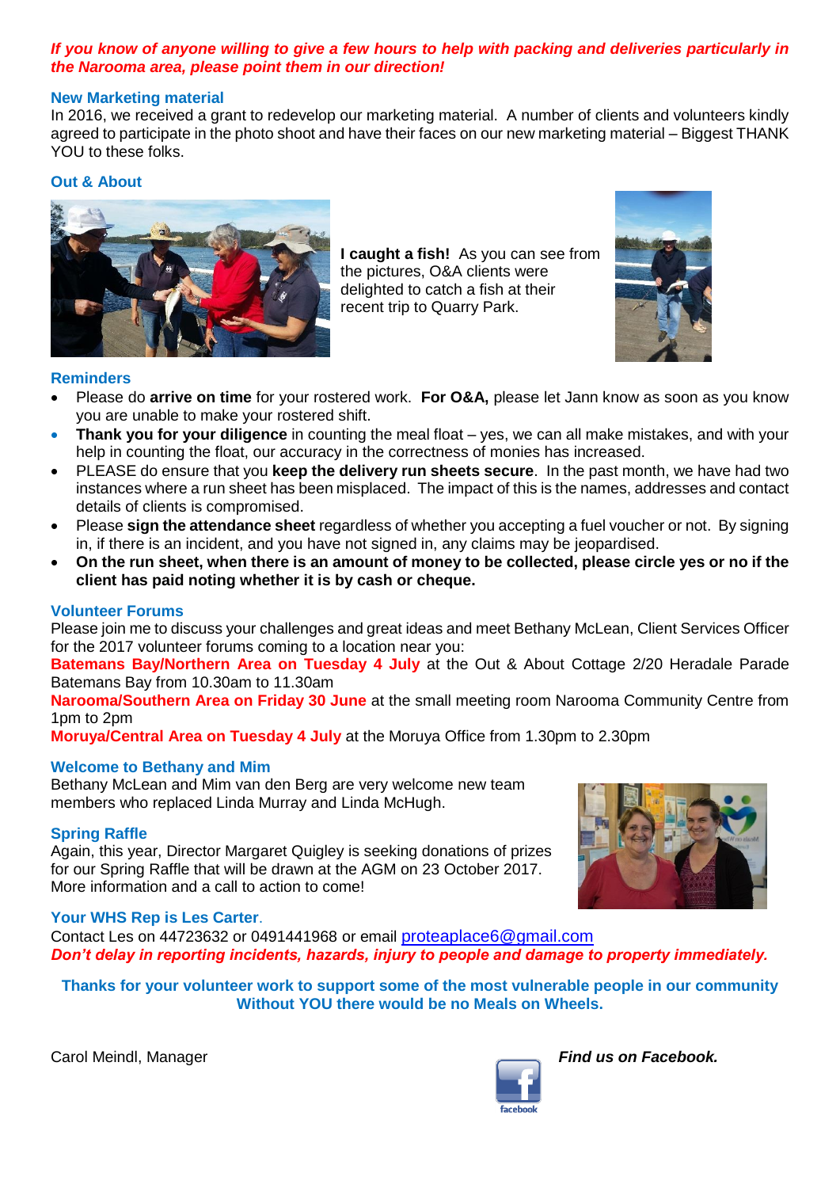***If you know of anyone willing to give a few hours to help with packing and deliveries particularly in the Narooma area, please point them in our direction!***

### New Marketing material

In 2016, we received a grant to redevelop our marketing material. A number of clients and volunteers kindly agreed to participate in the photo shoot and have their faces on our new marketing material – Biggest THANK YOU to these folks.

### Out & About

**I caught a fish!** As you can see from the pictures, O&A clients were delighted to catch a fish at their recent trip to Quarry Park.

### Reminders

- Please do **arrive on time** for your rostered work. **For O&A,** please let Jann know as soon as you know you are unable to make your rostered shift.
- **Thank you for your diligence** in counting the meal float – yes, we can all make mistakes, and with your help in counting the float, our accuracy in the correctness of monies has increased.
- PLEASE do ensure that you **keep the delivery run sheets secure**. In the past month, we have had two instances where a run sheet has been misplaced. The impact of this is the names, addresses and contact details of clients is compromised.
- Please **sign the attendance sheet** regardless of whether you accepting a fuel voucher or not. By signing in, if there is an incident, and you have not signed in, any claims may be jeopardised.
- **On the run sheet, when there is an amount of money to be collected, please circle yes or no if the client has paid noting whether it is by cash or cheque.**

### Volunteer Forums

Please join me to discuss your challenges and great ideas and meet Bethany McLean, Client Services Officer for the 2017 volunteer forums coming to a location near you:

**Batemans Bay/Northern Area on Tuesday 4 July** at the Out & About Cottage 2/20 Heradale Parade Batemans Bay from 10.30am to 11.30am

**Narooma/Southern Area on Friday 30 June** at the small meeting room Narooma Community Centre from 1pm to 2pm

**Moruya/Central Area on Tuesday 4 July** at the Moruya Office from 1.30pm to 2.30pm

### Welcome to Bethany and Mim

Bethany McLean and Mim van den Berg are very welcome new team members who replaced Linda Murray and Linda McHugh.

### Spring Raffle

Again, this year, Director Margaret Quigley is seeking donations of prizes for our Spring Raffle that will be drawn at the AGM on 23 October 2017. More information and a call to action to come!

### Your WHS Rep is Les Carter.

Contact Les on 44723632 or 0491441968 or email proteaplace6@gmail.com

***Don't delay in reporting incidents, hazards, injury to people and damage to property immediately.***

**Thanks for your volunteer work to support some of the most vulnerable people in our community**
**Without YOU there would be no Meals on Wheels.**

Carol Meindl, Manager

***Find us on Facebook.***